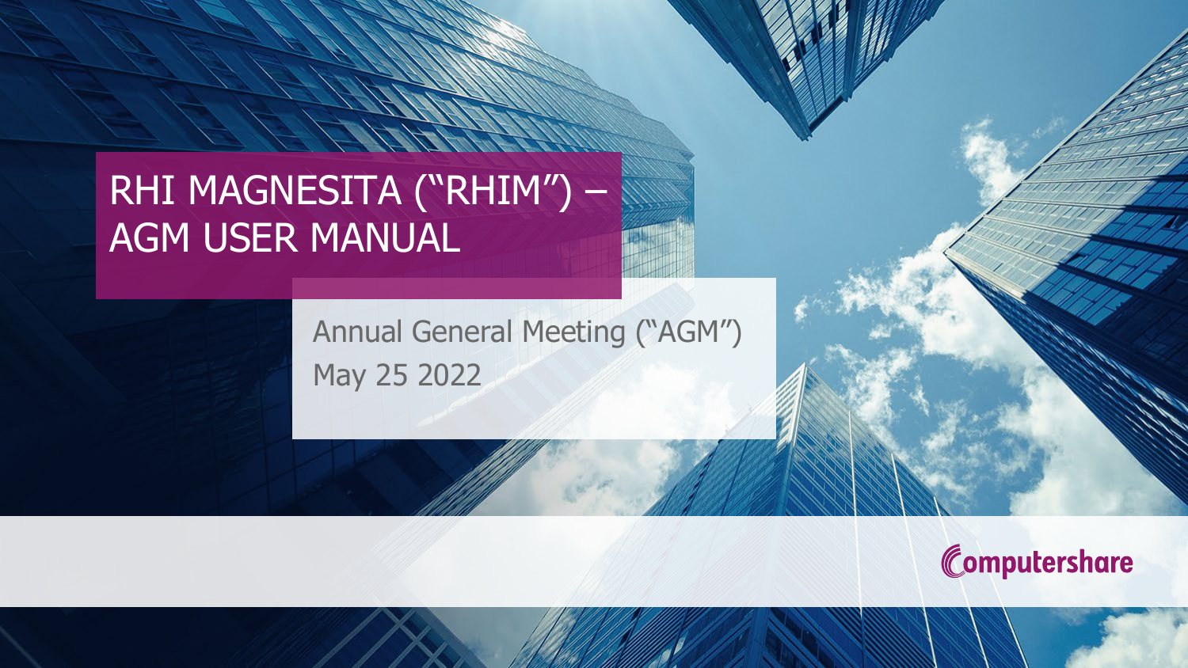# RHI MAGNESITA (“RHIM”) – AGM USER MANUAL

Annual General Meeting (“AGM”)
May 25 2022

Computershare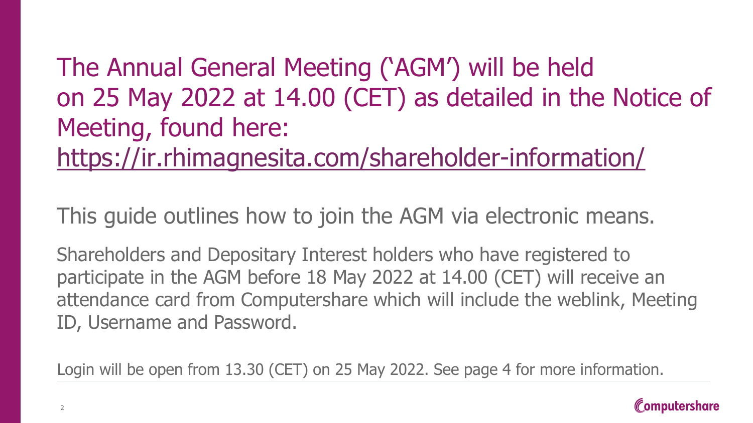The Annual General Meeting ('AGM') will be held on 25 May 2022 at 14.00 (CET) as detailed in the Notice of Meeting, found here: https://ir.rhimagnesita.com/shareholder-information/

This guide outlines how to join the AGM via electronic means.

Shareholders and Depositary Interest holders who have registered to participate in the AGM before 18 May 2022 at 14.00 (CET) will receive an attendance card from Computershare which will include the weblink, Meeting ID, Username and Password.

Login will be open from 13.30 (CET) on 25 May 2022. See page 4 for more information.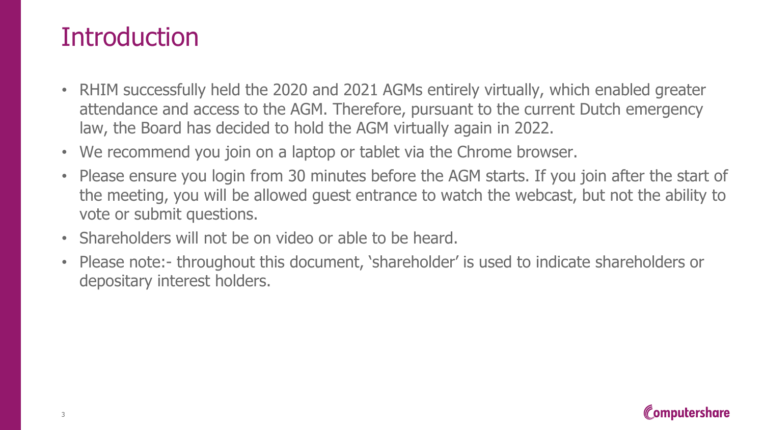# Introduction

- RHIM successfully held the 2020 and 2021 AGMs entirely virtually, which enabled greater attendance and access to the AGM. Therefore, pursuant to the current Dutch emergency law, the Board has decided to hold the AGM virtually again in 2022.
- We recommend you join on a laptop or tablet via the Chrome browser.
- Please ensure you login from 30 minutes before the AGM starts. If you join after the start of the meeting, you will be allowed guest entrance to watch the webcast, but not the ability to vote or submit questions.
- Shareholders will not be on video or able to be heard.
- Please note:- throughout this document, 'shareholder' is used to indicate shareholders or depositary interest holders.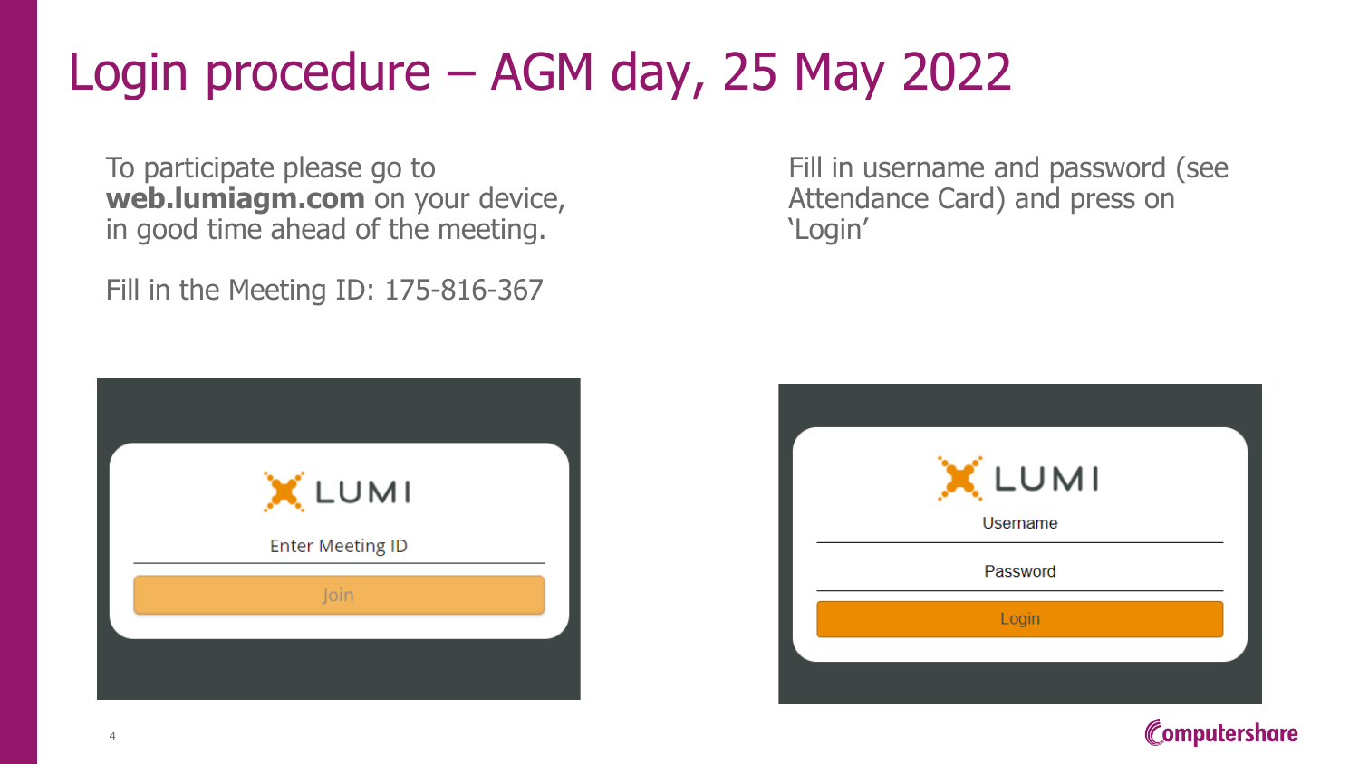# Login procedure – AGM day, 25 May 2022

To participate please go to **web.lumiagm.com** on your device, in good time ahead of the meeting.

Fill in the Meeting ID: 175-816-367

Fill in username and password (see Attendance Card) and press on 'Login'

LUMI

Enter Meeting ID

Join

LUMI

Username

Password

Login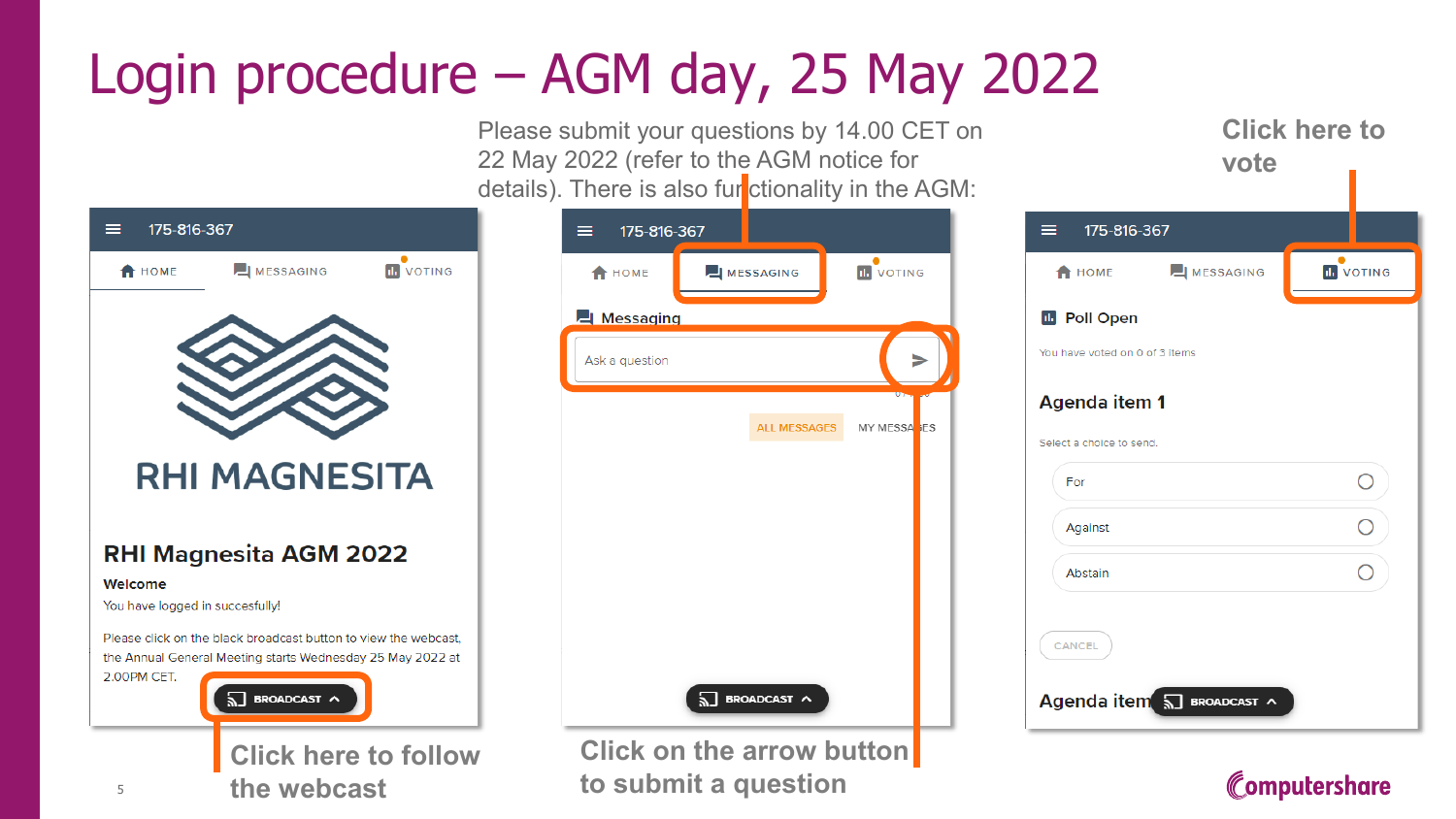# Login procedure – AGM day, 25 May 2022

Please submit your questions by 14.00 CET on 22 May 2022 (refer to the AGM notice for details). There is also functionality in the AGM:

175-816-367

HOME | MESSAGING | VOTING

RHI MAGNESITA

**RHI Magnesita AGM 2022**

**Welcome**

You have logged in succesfully!

Please click on the black broadcast button to view the webcast, the Annual General Meeting starts Wednesday 25 May 2022 at 2.00PM CET.

BROADCAST

**Click here to follow the webcast**

175-816-367

HOME | MESSAGING | VOTING

Messaging

Ask a question

ALL MESSAGES | MY MESSAGES

BROADCAST

**Click on the arrow button to submit a question**

**Click here to vote**

175-816-367

HOME | MESSAGING | VOTING

Poll Open

You have voted on 0 of 3 items

**Agenda item 1**

Select a choice to send.

- For
- Against
- Abstain

CANCEL

Agenda item

BROADCAST

Computershare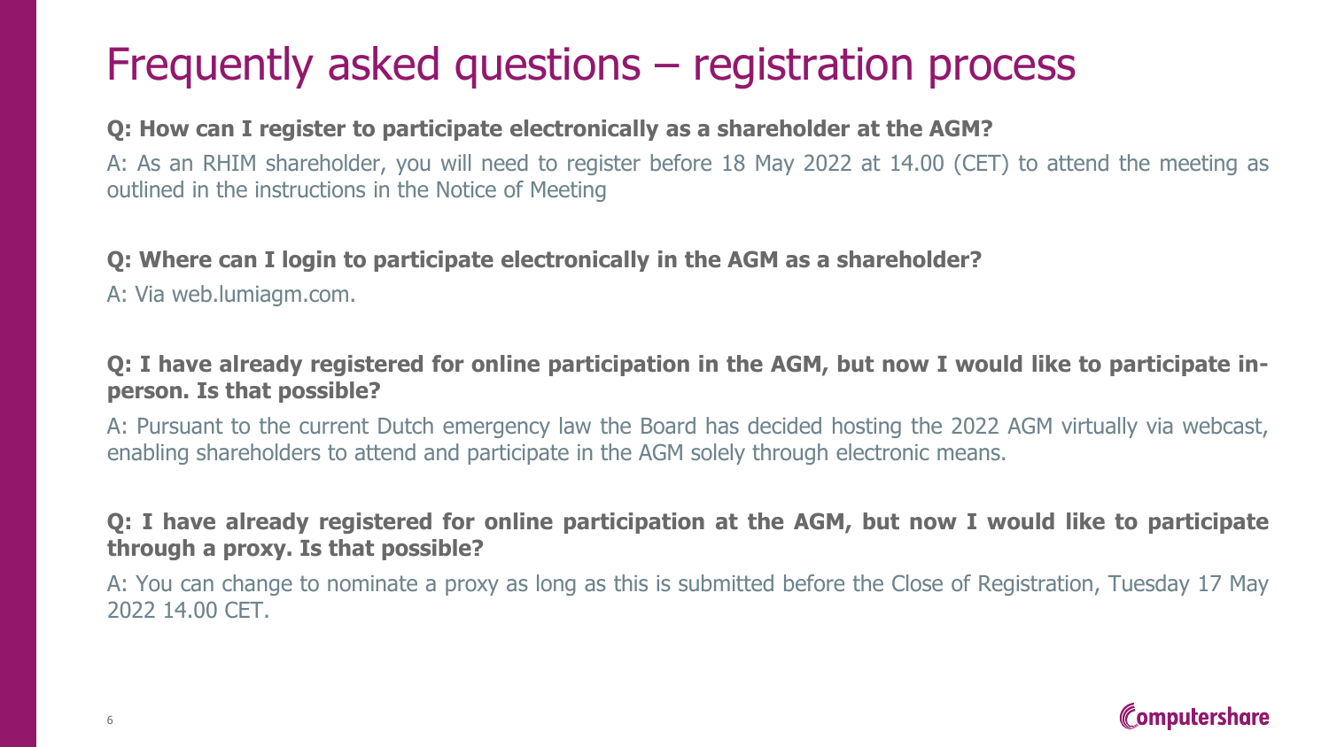# Frequently asked questions – registration process

**Q: How can I register to participate electronically as a shareholder at the AGM?**

A: As an RHIM shareholder, you will need to register before 18 May 2022 at 14.00 (CET) to attend the meeting as outlined in the instructions in the Notice of Meeting

**Q: Where can I login to participate electronically in the AGM as a shareholder?**

A: Via web.lumiagm.com.

**Q: I have already registered for online participation in the AGM, but now I would like to participate in-person. Is that possible?**

A: Pursuant to the current Dutch emergency law the Board has decided hosting the 2022 AGM virtually via webcast, enabling shareholders to attend and participate in the AGM solely through electronic means.

**Q: I have already registered for online participation at the AGM, but now I would like to participate through a proxy. Is that possible?**

A: You can change to nominate a proxy as long as this is submitted before the Close of Registration, Tuesday 17 May 2022 14.00 CET.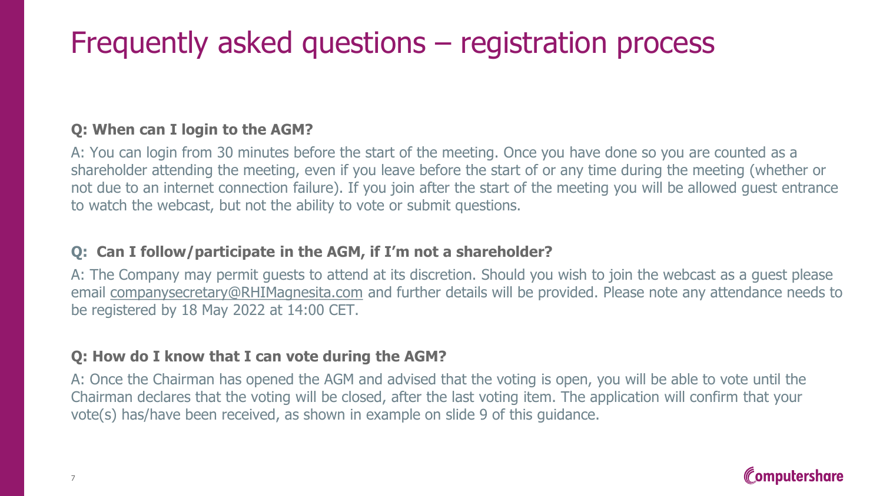# Frequently asked questions – registration process

**Q: When can I login to the AGM?**

A: You can login from 30 minutes before the start of the meeting. Once you have done so you are counted as a shareholder attending the meeting, even if you leave before the start of or any time during the meeting (whether or not due to an internet connection failure). If you join after the start of the meeting you will be allowed guest entrance to watch the webcast, but not the ability to vote or submit questions.

**Q: Can I follow/participate in the AGM, if I'm not a shareholder?**

A: The Company may permit guests to attend at its discretion. Should you wish to join the webcast as a guest please email companysecretary@RHIMagnesita.com and further details will be provided. Please note any attendance needs to be registered by 18 May 2022 at 14:00 CET.

**Q: How do I know that I can vote during the AGM?**

A: Once the Chairman has opened the AGM and advised that the voting is open, you will be able to vote until the Chairman declares that the voting will be closed, after the last voting item. The application will confirm that your vote(s) has/have been received, as shown in example on slide 9 of this guidance.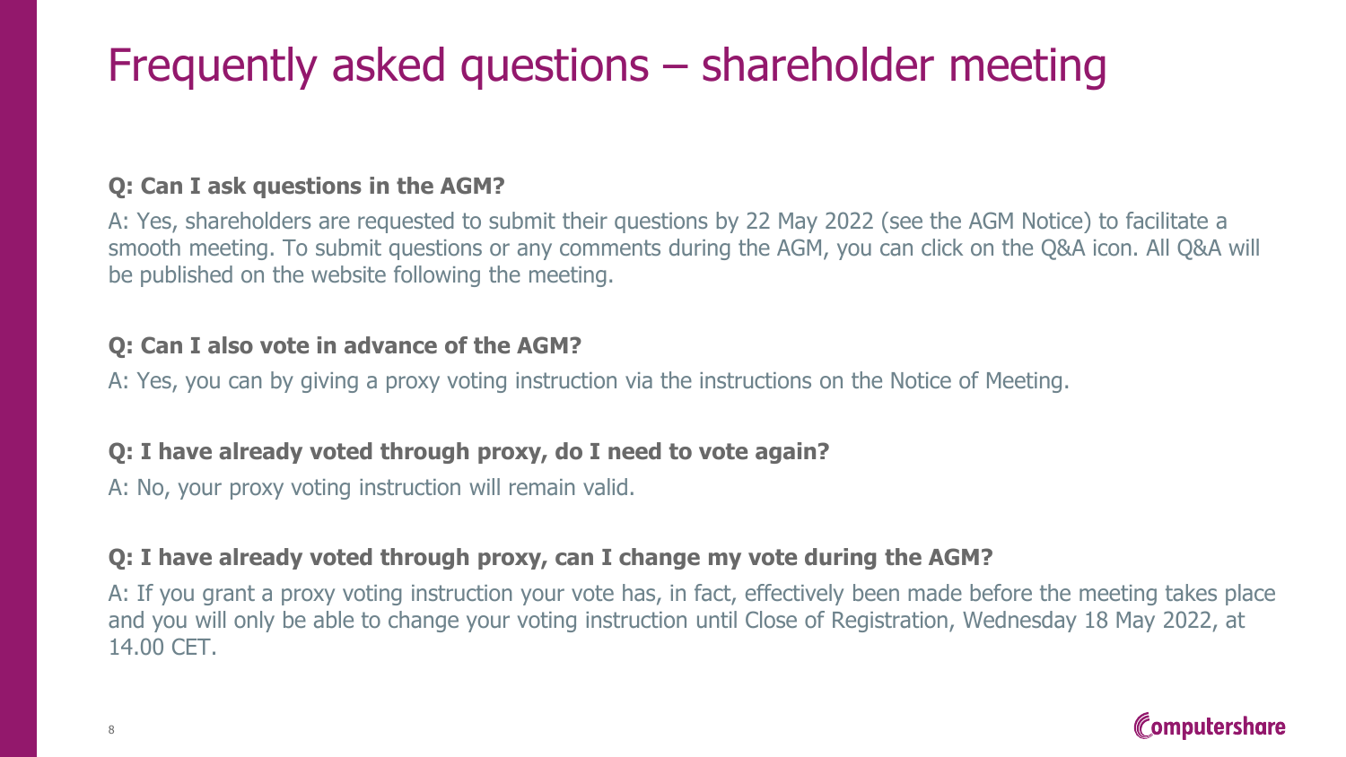# Frequently asked questions – shareholder meeting

**Q: Can I ask questions in the AGM?**

A: Yes, shareholders are requested to submit their questions by 22 May 2022 (see the AGM Notice) to facilitate a smooth meeting. To submit questions or any comments during the AGM, you can click on the Q&A icon. All Q&A will be published on the website following the meeting.

**Q: Can I also vote in advance of the AGM?**

A: Yes, you can by giving a proxy voting instruction via the instructions on the Notice of Meeting.

**Q: I have already voted through proxy, do I need to vote again?**

A: No, your proxy voting instruction will remain valid.

**Q: I have already voted through proxy, can I change my vote during the AGM?**

A: If you grant a proxy voting instruction your vote has, in fact, effectively been made before the meeting takes place and you will only be able to change your voting instruction until Close of Registration, Wednesday 18 May 2022, at 14.00 CET.

Computershare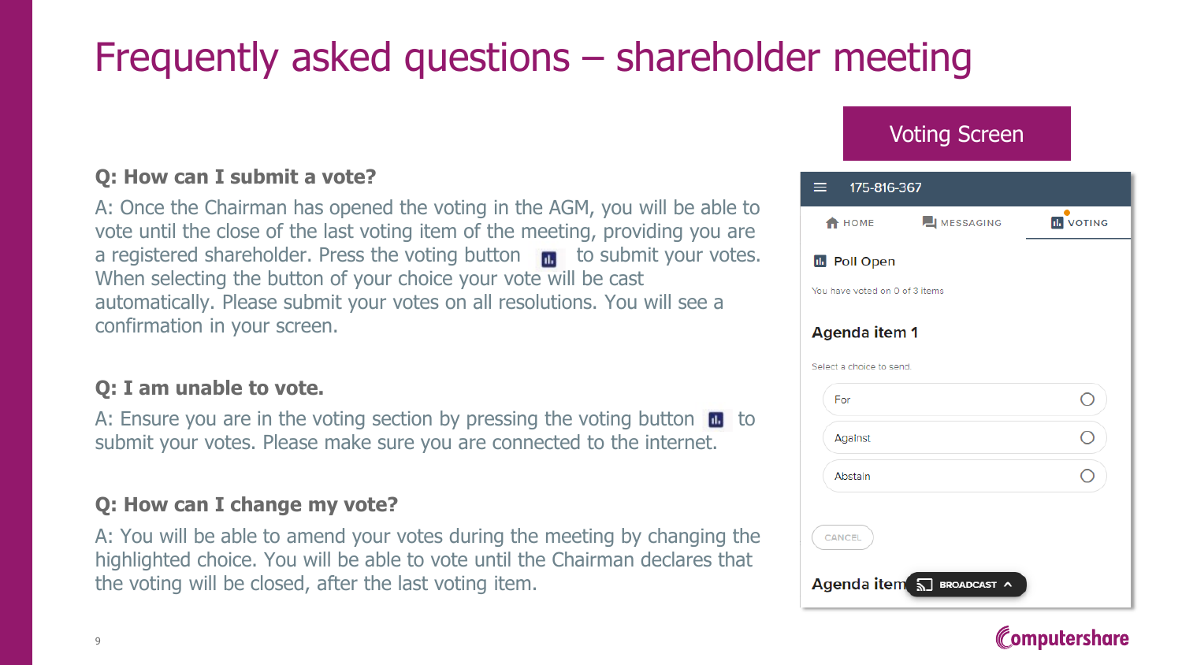# Frequently asked questions – shareholder meeting

**Q: How can I submit a vote?**

A: Once the Chairman has opened the voting in the AGM, you will be able to vote until the close of the last voting item of the meeting, providing you are a registered shareholder. Press the voting button to submit your votes. When selecting the button of your choice your vote will be cast automatically. Please submit your votes on all resolutions. You will see a confirmation in your screen.

**Q: I am unable to vote.**

A: Ensure you are in the voting section by pressing the voting button to submit your votes. Please make sure you are connected to the internet.

**Q: How can I change my vote?**

A: You will be able to amend your votes during the meeting by changing the highlighted choice. You will be able to vote until the Chairman declares that the voting will be closed, after the last voting item.

## Voting Screen

175-816-367

HOME | MESSAGING | VOTING

**Poll Open**

You have voted on 0 of 3 items

**Agenda item 1**

Select a choice to send.

- For
- Against
- Abstain

CANCEL

**Agenda item**

BROADCAST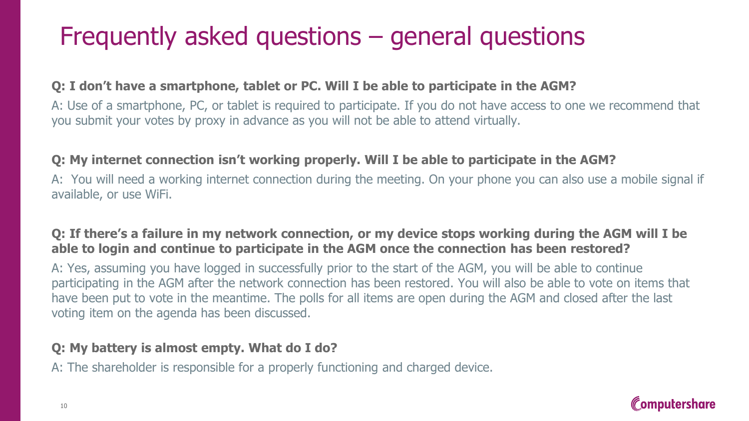# Frequently asked questions – general questions

**Q: I don't have a smartphone, tablet or PC. Will I be able to participate in the AGM?**

A: Use of a smartphone, PC, or tablet is required to participate. If you do not have access to one we recommend that you submit your votes by proxy in advance as you will not be able to attend virtually.

**Q: My internet connection isn't working properly. Will I be able to participate in the AGM?**

A: You will need a working internet connection during the meeting. On your phone you can also use a mobile signal if available, or use WiFi.

**Q: If there's a failure in my network connection, or my device stops working during the AGM will I be able to login and continue to participate in the AGM once the connection has been restored?**

A: Yes, assuming you have logged in successfully prior to the start of the AGM, you will be able to continue participating in the AGM after the network connection has been restored. You will also be able to vote on items that have been put to vote in the meantime. The polls for all items are open during the AGM and closed after the last voting item on the agenda has been discussed.

**Q: My battery is almost empty. What do I do?**

A: The shareholder is responsible for a properly functioning and charged device.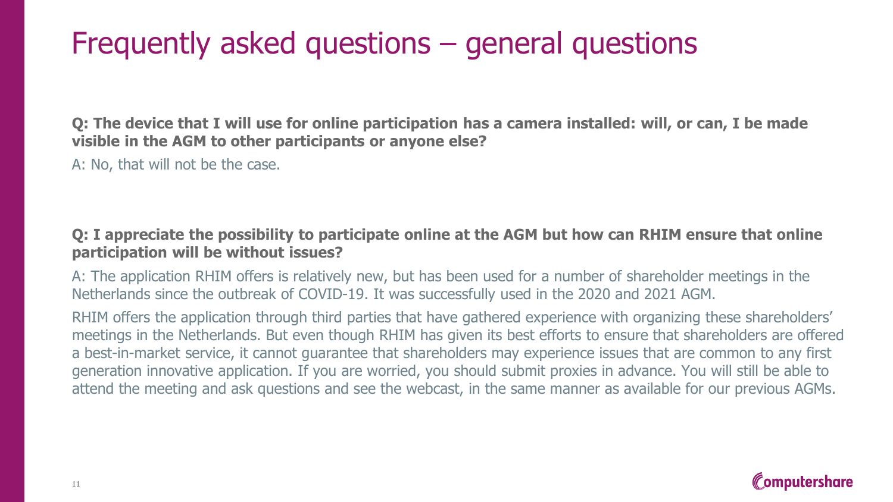# Frequently asked questions – general questions

**Q: The device that I will use for online participation has a camera installed: will, or can, I be made visible in the AGM to other participants or anyone else?**

A: No, that will not be the case.

**Q: I appreciate the possibility to participate online at the AGM but how can RHIM ensure that online participation will be without issues?**

A: The application RHIM offers is relatively new, but has been used for a number of shareholder meetings in the Netherlands since the outbreak of COVID-19. It was successfully used in the 2020 and 2021 AGM.

RHIM offers the application through third parties that have gathered experience with organizing these shareholders' meetings in the Netherlands. But even though RHIM has given its best efforts to ensure that shareholders are offered a best-in-market service, it cannot guarantee that shareholders may experience issues that are common to any first generation innovative application. If you are worried, you should submit proxies in advance. You will still be able to attend the meeting and ask questions and see the webcast, in the same manner as available for our previous AGMs.

Computershare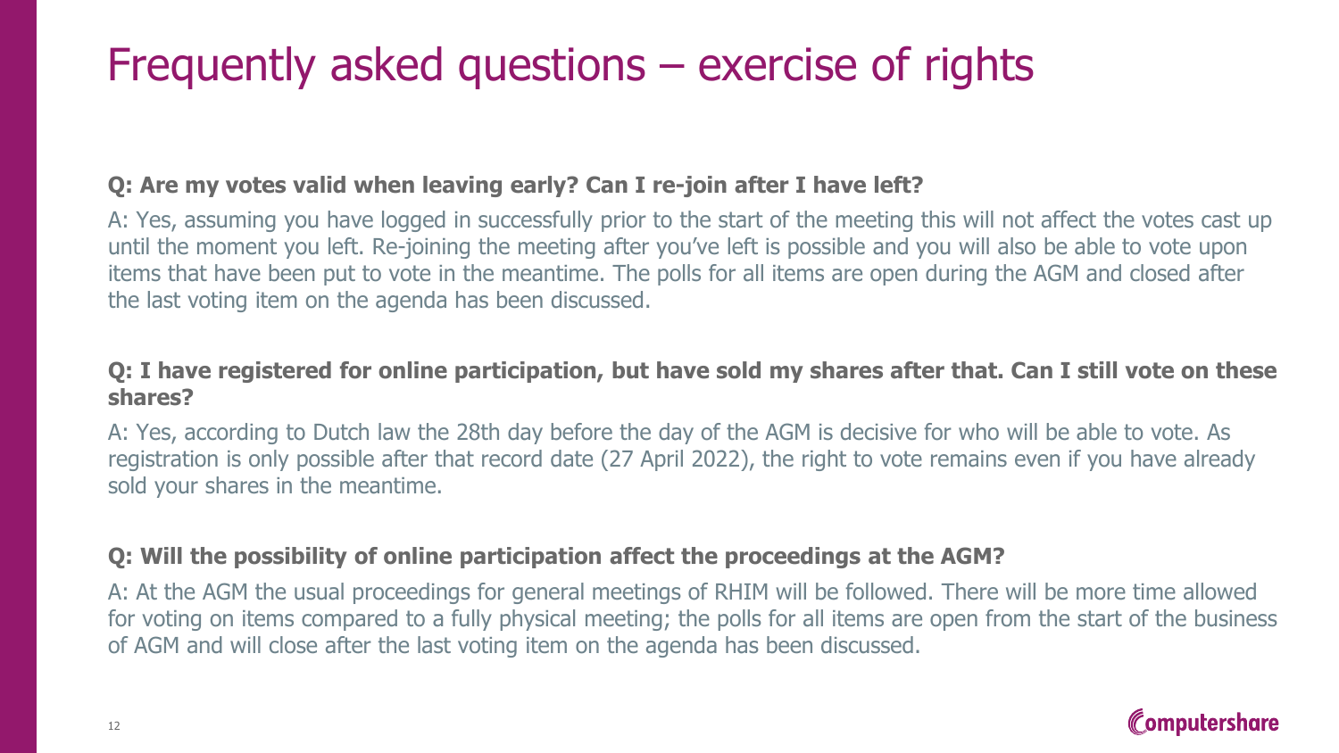# Frequently asked questions – exercise of rights

**Q: Are my votes valid when leaving early? Can I re-join after I have left?**

A: Yes, assuming you have logged in successfully prior to the start of the meeting this will not affect the votes cast up until the moment you left. Re-joining the meeting after you've left is possible and you will also be able to vote upon items that have been put to vote in the meantime. The polls for all items are open during the AGM and closed after the last voting item on the agenda has been discussed.

**Q: I have registered for online participation, but have sold my shares after that. Can I still vote on these shares?**

A: Yes, according to Dutch law the 28th day before the day of the AGM is decisive for who will be able to vote. As registration is only possible after that record date (27 April 2022), the right to vote remains even if you have already sold your shares in the meantime.

**Q: Will the possibility of online participation affect the proceedings at the AGM?**

A: At the AGM the usual proceedings for general meetings of RHIM will be followed. There will be more time allowed for voting on items compared to a fully physical meeting; the polls for all items are open from the start of the business of AGM and will close after the last voting item on the agenda has been discussed.

Computershare